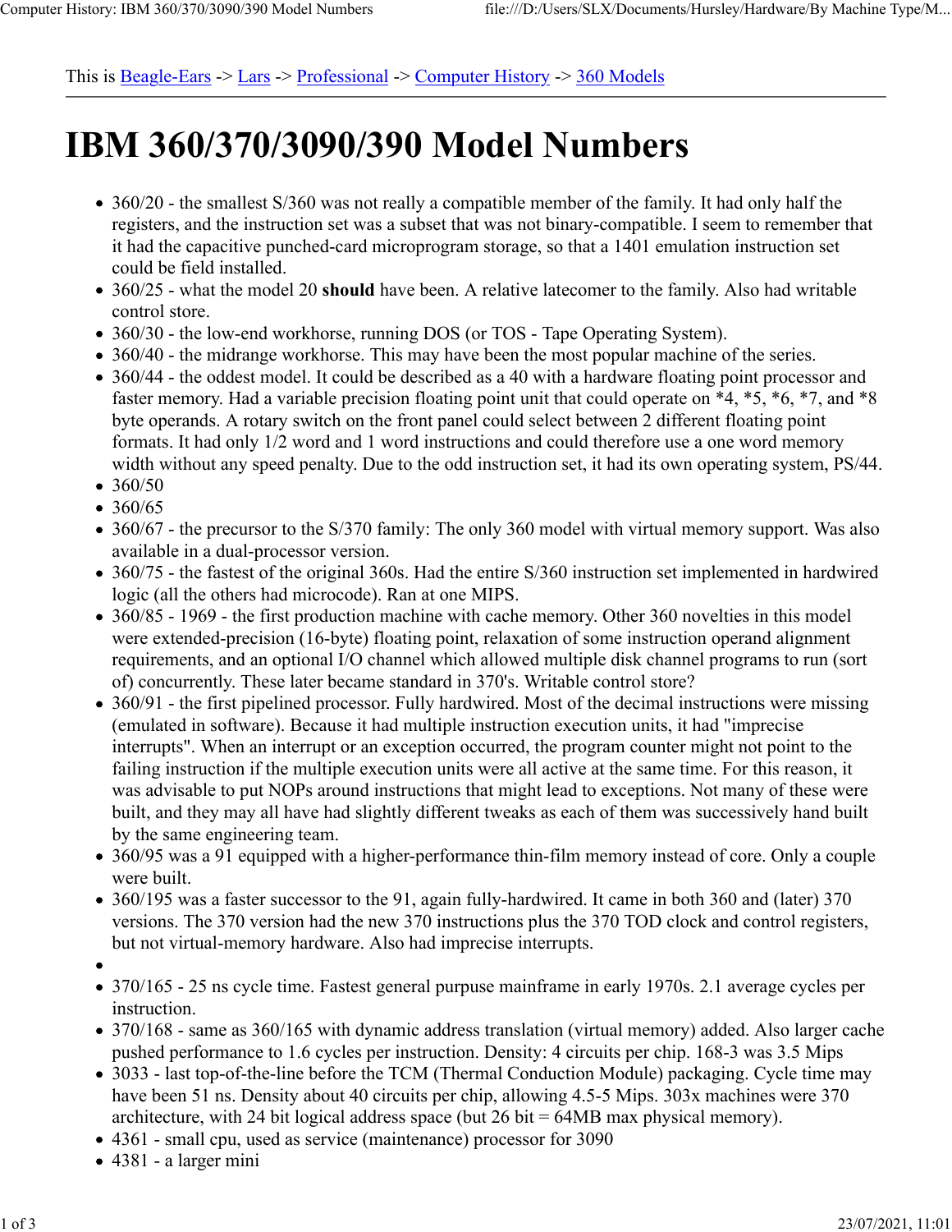This is Beagle-Ears -> Lars -> Professional -> Computer History -> 360 Models

# IBM 360/370/3090/390 Model Numbers

- 360/20 - the smallest S/360 was not really a compatible member of the family. It had only half the registers, and the instruction set was a subset that was not binary-compatible. I seem to remember that it had the capacitive punched-card microprogram storage, so that a 1401 emulation instruction set could be field installed.
- 360/25 - what the model 20 **should** have been. A relative latecomer to the family. Also had writable control store.
- 360/30 - the low-end workhorse, running DOS (or TOS - Tape Operating System).
- 360/40 - the midrange workhorse. This may have been the most popular machine of the series.
- 360/44 - the oddest model. It could be described as a 40 with a hardware floating point processor and faster memory. Had a variable precision floating point unit that could operate on *4, *5, *6, *7, and *8 byte operands. A rotary switch on the front panel could select between 2 different floating point formats. It had only 1/2 word and 1 word instructions and could therefore use a one word memory width without any speed penalty. Due to the odd instruction set, it had its own operating system, PS/44.
- 360/50
- 360/65
- 360/67 - the precursor to the S/370 family: The only 360 model with virtual memory support. Was also available in a dual-processor version.
- 360/75 - the fastest of the original 360s. Had the entire S/360 instruction set implemented in hardwired logic (all the others had microcode). Ran at one MIPS.
- 360/85 - 1969 - the first production machine with cache memory. Other 360 novelties in this model were extended-precision (16-byte) floating point, relaxation of some instruction operand alignment requirements, and an optional I/O channel which allowed multiple disk channel programs to run (sort of) concurrently. These later became standard in 370's. Writable control store?
- 360/91 - the first pipelined processor. Fully hardwired. Most of the decimal instructions were missing (emulated in software). Because it had multiple instruction execution units, it had "imprecise interrupts". When an interrupt or an exception occurred, the program counter might not point to the failing instruction if the multiple execution units were all active at the same time. For this reason, it was advisable to put NOPs around instructions that might lead to exceptions. Not many of these were built, and they may all have had slightly different tweaks as each of them was successively hand built by the same engineering team.
- 360/95 was a 91 equipped with a higher-performance thin-film memory instead of core. Only a couple were built.
- 360/195 was a faster successor to the 91, again fully-hardwired. It came in both 360 and (later) 370 versions. The 370 version had the new 370 instructions plus the 370 TOD clock and control registers, but not virtual-memory hardware. Also had imprecise interrupts.
- 
- 370/165 - 25 ns cycle time. Fastest general purpuse mainframe in early 1970s. 2.1 average cycles per instruction.
- 370/168 - same as 360/165 with dynamic address translation (virtual memory) added. Also larger cache pushed performance to 1.6 cycles per instruction. Density: 4 circuits per chip. 168-3 was 3.5 Mips
- 3033 - last top-of-the-line before the TCM (Thermal Conduction Module) packaging. Cycle time may have been 51 ns. Density about 40 circuits per chip, allowing 4.5-5 Mips. 303x machines were 370 architecture, with 24 bit logical address space (but 26 bit = 64MB max physical memory).
- 4361 - small cpu, used as service (maintenance) processor for 3090
- 4381 - a larger mini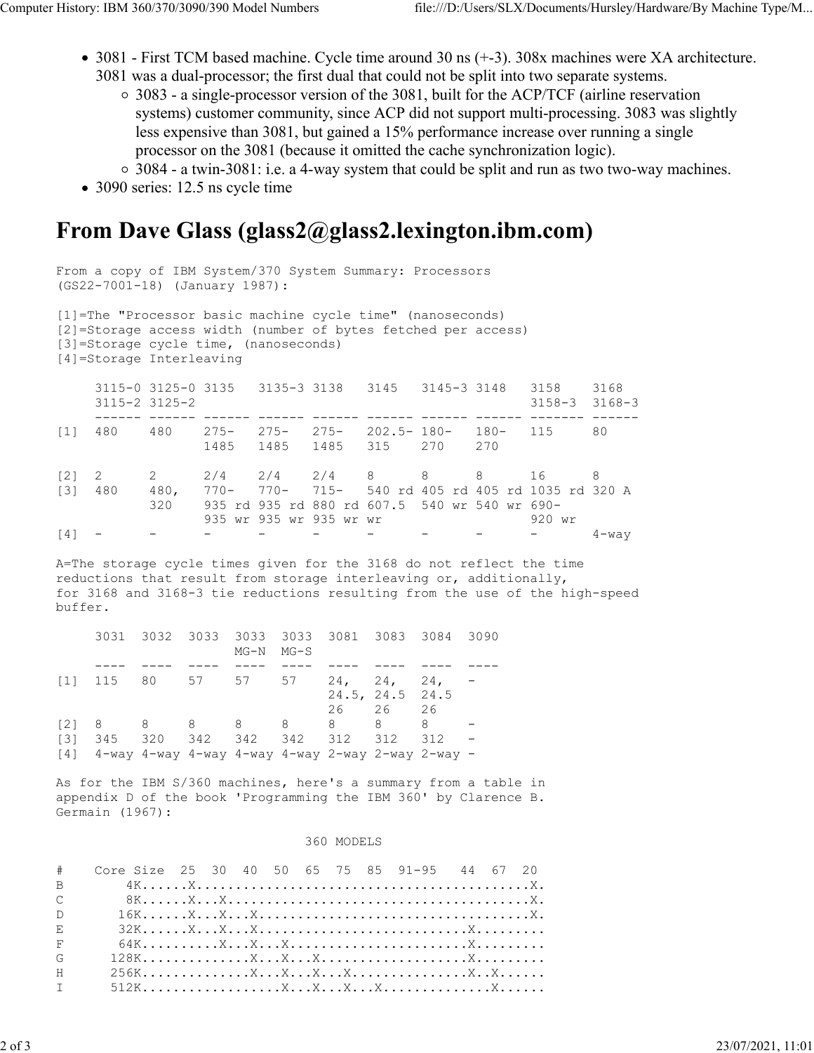- 3081 - First TCM based machine. Cycle time around 30 ns (+-3). 308x machines were XA architecture. 3081 was a dual-processor; the first dual that could not be split into two separate systems.
  - 3083 - a single-processor version of the 3081, built for the ACP/TCF (airline reservation systems) customer community, since ACP did not support multi-processing. 3083 was slightly less expensive than 3081, but gained a 15% performance increase over running a single processor on the 3081 (because it omitted the cache synchronization logic).
  - 3084 - a twin-3081: i.e. a 4-way system that could be split and run as two two-way machines.
- 3090 series: 12.5 ns cycle time

# From Dave Glass (glass2@glass2.lexington.ibm.com)

```
From a copy of IBM System/370 System Summary: Processors
(GS22-7001-18) (January 1987):

[1]=The "Processor basic machine cycle time" (nanoseconds)
[2]=Storage access width (number of bytes fetched per access)
[3]=Storage cycle time, (nanoseconds)
[4]=Storage Interleaving

     3115-0 3125-0 3135   3135-3 3138   3145   3145-3 3148   3158    3168
     3115-2 3125-2                                           3158-3  3168-3
     ------ ------ ------ ------ ------ ------ ------ ------ ------- ------
[1]  480    480    275-   275-   275-   202.5- 180-   180-   115     80
                   1485   1485   1485   315    270    270

[2]  2      2      2/4    2/4    2/4    8      8      8      16      8
[3]  480    480,   770-   770-   715-   540 rd 405 rd 405 rd 1035 rd 320 A
            320    935 rd 935 rd 880 rd 607.5  540 wr 540 wr 690-
                   935 wr 935 wr 935 wr wr                   920 wr
[4]  -      -      -      -      -      -      -      -      -       4-way

A=The storage cycle times given for the 3168 do not reflect the time
reductions that result from storage interleaving or, additionally,
for 3168 and 3168-3 tie reductions resulting from the use of the high-speed
buffer.

     3031  3032  3033  3033  3033  3081  3083  3084  3090
                       MG-N  MG-S
     ----  ----  ----  ----  ----  ----  ----  ----  ----
[1]  115   80    57    57    57    24,   24,   24,   -
                                   24.5, 24.5  24.5
                                   26    26    26
[2]  8     8     8     8     8     8     8     8     -
[3]  345   320   342   342   342   312   312   312   -
[4]  4-way 4-way 4-way 4-way 4-way 2-way 2-way 2-way -

As for the IBM S/360 machines, here's a summary from a table in
appendix D of the book 'Programming the IBM 360' by Clarence B.
Germain (1967):

                              360 MODELS

#    Core Size  25  30  40  50  65  75  85  91-95   44  67  20
B        4K.....X.......................................X.
C        8K.....X...X...................................X.
D       16K.....X...X...X...............................X.
E       32K.....X...X...X.......................X.........
F       64K.........X...X...X...................X.........
G      128K.............X...X...X..................X.........
H      256K.............X...X...X...X...............X..X......
I      512K.................X...X...X...X..............X......
```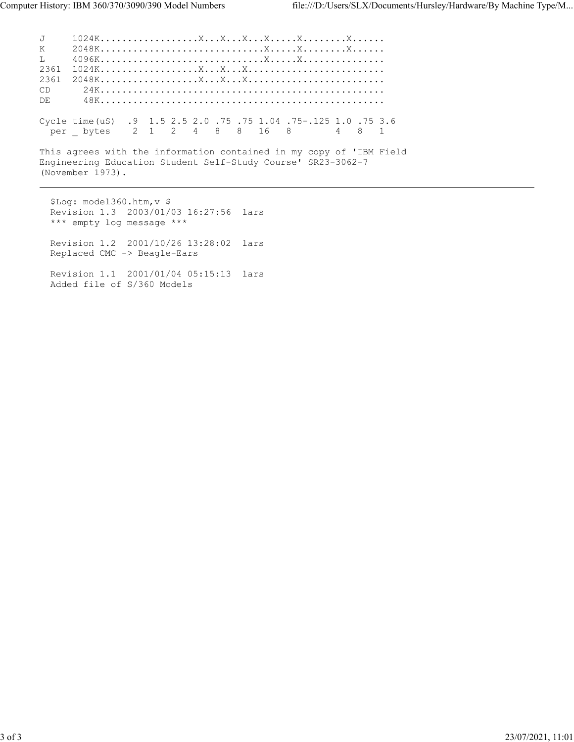```
J     1024K.................X...X...X...X.....X........X......
K     2048K...........................X.....X........X......
L     4096K...........................X.....X...............
2361  1024K.................X...X...X........................
2361  2048K.................X...X...X........................
CD      24K.................................................
DE      48K.................................................

Cycle time(uS)  .9  1.5 2.5 2.0 .75 .75 1.04 .75-.125 1.0 .75 3.6
  per _ bytes    2  1   2   4   8   8   16   8        4   8   1
```

This agrees with the information contained in my copy of 'IBM Field Engineering Education Student Self-Study Course' SR23-3062-7 (November 1973).

---

```
$Log: model360.htm,v $
Revision 1.3  2003/01/03 16:27:56  lars
*** empty log message ***

Revision 1.2  2001/10/26 13:28:02  lars
Replaced CMC -> Beagle-Ears

Revision 1.1  2001/01/04 05:15:13  lars
Added file of S/360 Models
```